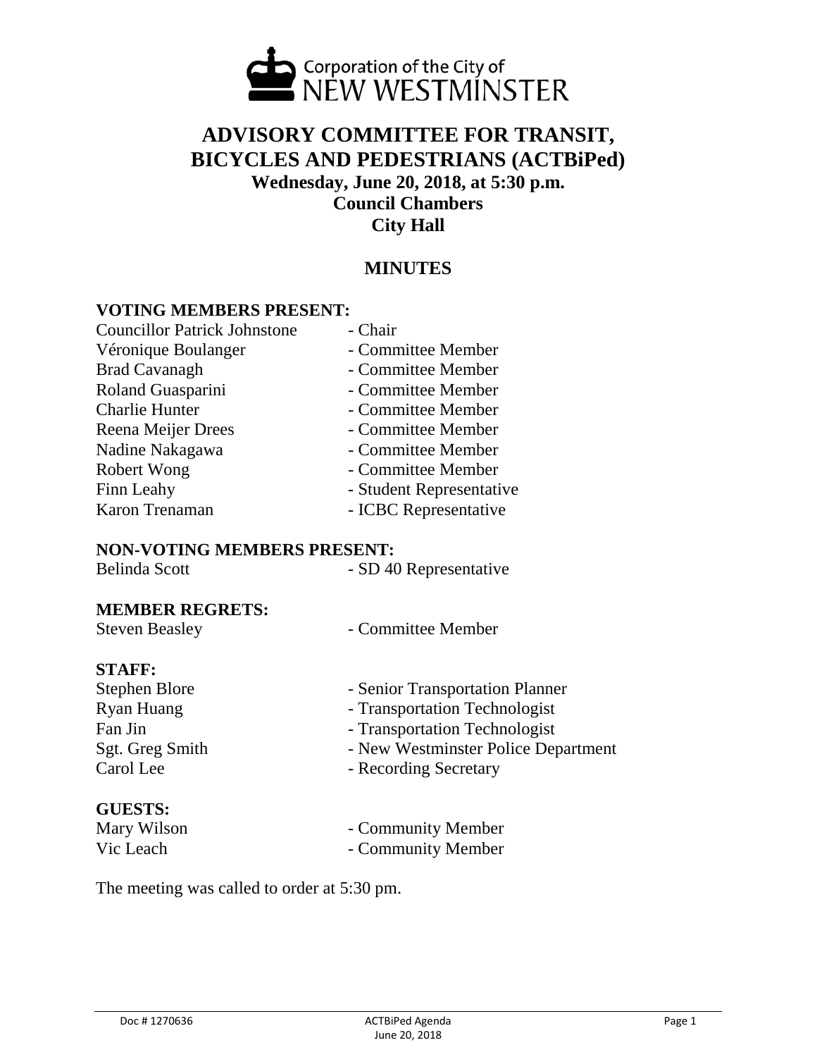Corporation of the City of NEW WESTMINSTER

# ADVISORY COMMITTEE FOR TRANSIT, BICYCLES AND PEDESTRIANS (ACTBiPed)

**Wednesday, June 20, 2018, at 5:30 p.m.**
**Council Chambers**
**City Hall**

## MINUTES

### VOTING MEMBERS PRESENT:

Councillor Patrick Johnstone - Chair
Véronique Boulanger - Committee Member
Brad Cavanagh - Committee Member
Roland Guasparini - Committee Member
Charlie Hunter - Committee Member
Reena Meijer Drees - Committee Member
Nadine Nakagawa - Committee Member
Robert Wong - Committee Member
Finn Leahy - Student Representative
Karon Trenaman - ICBC Representative

### NON-VOTING MEMBERS PRESENT:

Belinda Scott - SD 40 Representative

### MEMBER REGRETS:

Steven Beasley - Committee Member

### STAFF:

Stephen Blore - Senior Transportation Planner
Ryan Huang - Transportation Technologist
Fan Jin - Transportation Technologist
Sgt. Greg Smith - New Westminster Police Department
Carol Lee - Recording Secretary

### GUESTS:

Mary Wilson - Community Member
Vic Leach - Community Member

The meeting was called to order at 5:30 pm.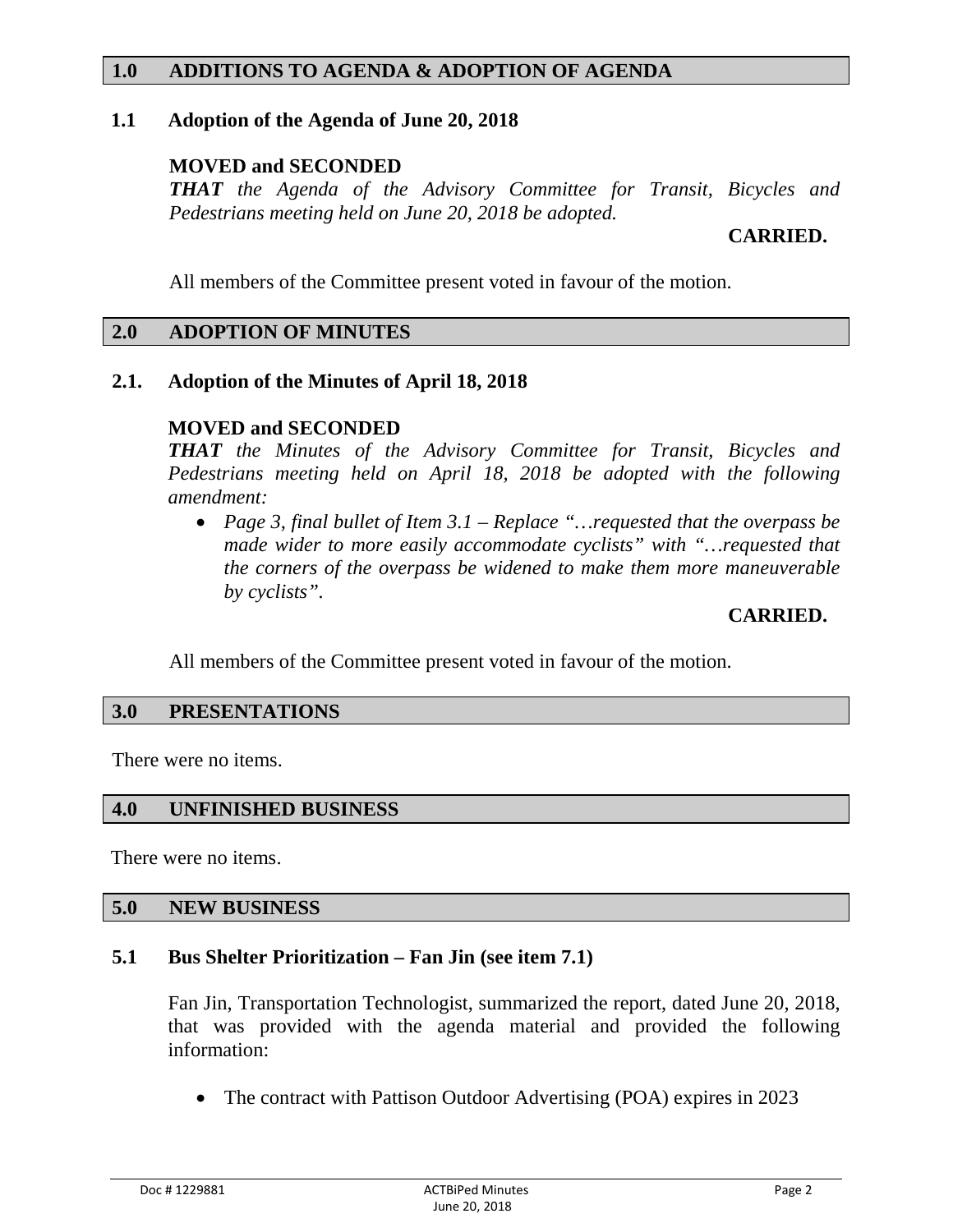## 1.0 ADDITIONS TO AGENDA & ADOPTION OF AGENDA

### 1.1 Adoption of the Agenda of June 20, 2018

**MOVED and SECONDED**

***THAT*** *the Agenda of the Advisory Committee for Transit, Bicycles and Pedestrians meeting held on June 20, 2018 be adopted.*

**CARRIED.**

All members of the Committee present voted in favour of the motion.

## 2.0 ADOPTION OF MINUTES

### 2.1. Adoption of the Minutes of April 18, 2018

**MOVED and SECONDED**

***THAT*** *the Minutes of the Advisory Committee for Transit, Bicycles and Pedestrians meeting held on April 18, 2018 be adopted with the following amendment:*

- *Page 3, final bullet of Item 3.1 – Replace "…requested that the overpass be made wider to more easily accommodate cyclists" with "…requested that the corners of the overpass be widened to make them more maneuverable by cyclists".*

**CARRIED.**

All members of the Committee present voted in favour of the motion.

## 3.0 PRESENTATIONS

There were no items.

## 4.0 UNFINISHED BUSINESS

There were no items.

## 5.0 NEW BUSINESS

### 5.1 Bus Shelter Prioritization – Fan Jin (see item 7.1)

Fan Jin, Transportation Technologist, summarized the report, dated June 20, 2018, that was provided with the agenda material and provided the following information:

- The contract with Pattison Outdoor Advertising (POA) expires in 2023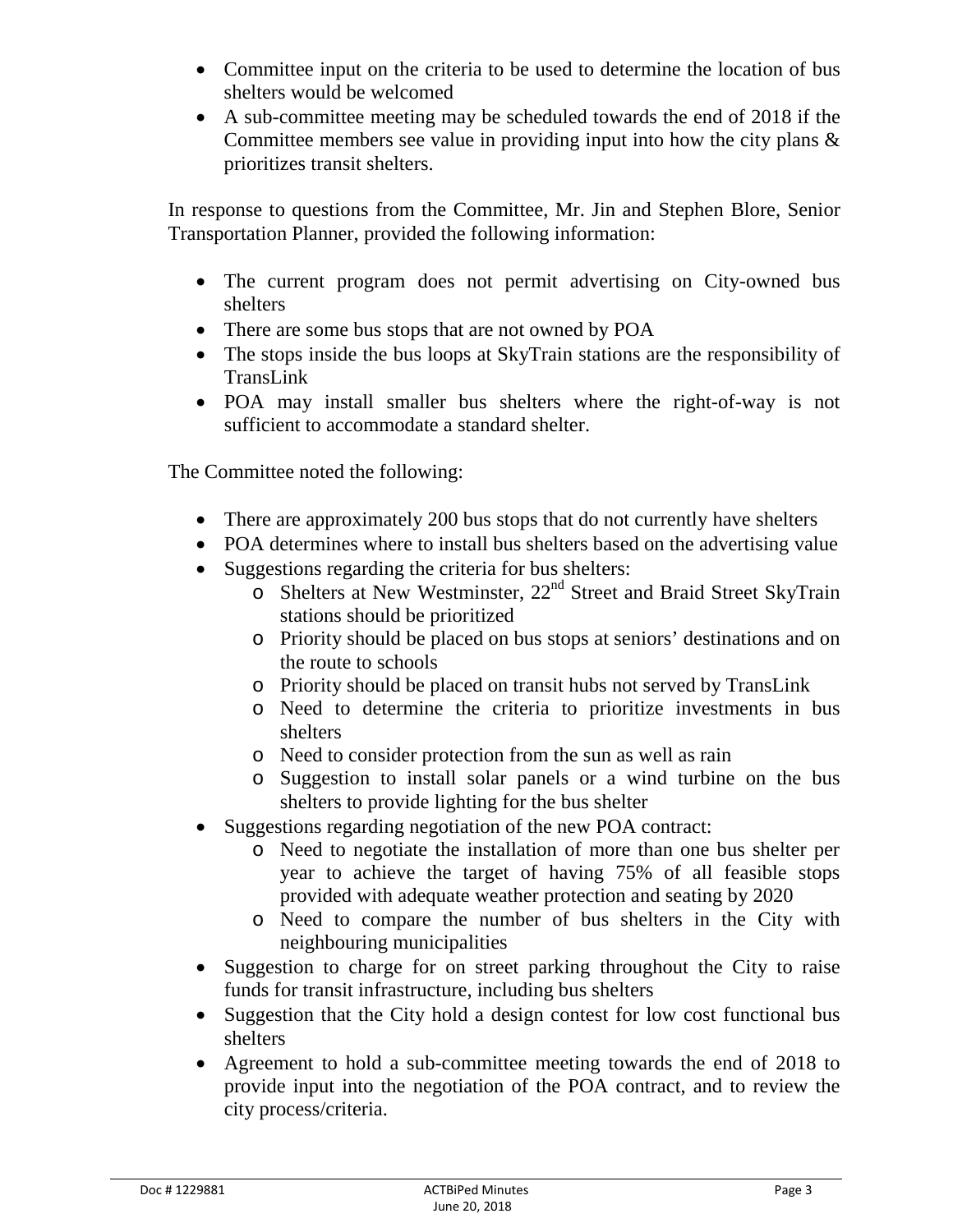- Committee input on the criteria to be used to determine the location of bus shelters would be welcomed
- A sub-committee meeting may be scheduled towards the end of 2018 if the Committee members see value in providing input into how the city plans & prioritizes transit shelters.

In response to questions from the Committee, Mr. Jin and Stephen Blore, Senior Transportation Planner, provided the following information:

- The current program does not permit advertising on City-owned bus shelters
- There are some bus stops that are not owned by POA
- The stops inside the bus loops at SkyTrain stations are the responsibility of TransLink
- POA may install smaller bus shelters where the right-of-way is not sufficient to accommodate a standard shelter.

The Committee noted the following:

- There are approximately 200 bus stops that do not currently have shelters
- POA determines where to install bus shelters based on the advertising value
- Suggestions regarding the criteria for bus shelters:
  - Shelters at New Westminster, 22nd Street and Braid Street SkyTrain stations should be prioritized
  - Priority should be placed on bus stops at seniors' destinations and on the route to schools
  - Priority should be placed on transit hubs not served by TransLink
  - Need to determine the criteria to prioritize investments in bus shelters
  - Need to consider protection from the sun as well as rain
  - Suggestion to install solar panels or a wind turbine on the bus shelters to provide lighting for the bus shelter
- Suggestions regarding negotiation of the new POA contract:
  - Need to negotiate the installation of more than one bus shelter per year to achieve the target of having 75% of all feasible stops provided with adequate weather protection and seating by 2020
  - Need to compare the number of bus shelters in the City with neighbouring municipalities
- Suggestion to charge for on street parking throughout the City to raise funds for transit infrastructure, including bus shelters
- Suggestion that the City hold a design contest for low cost functional bus shelters
- Agreement to hold a sub-committee meeting towards the end of 2018 to provide input into the negotiation of the POA contract, and to review the city process/criteria.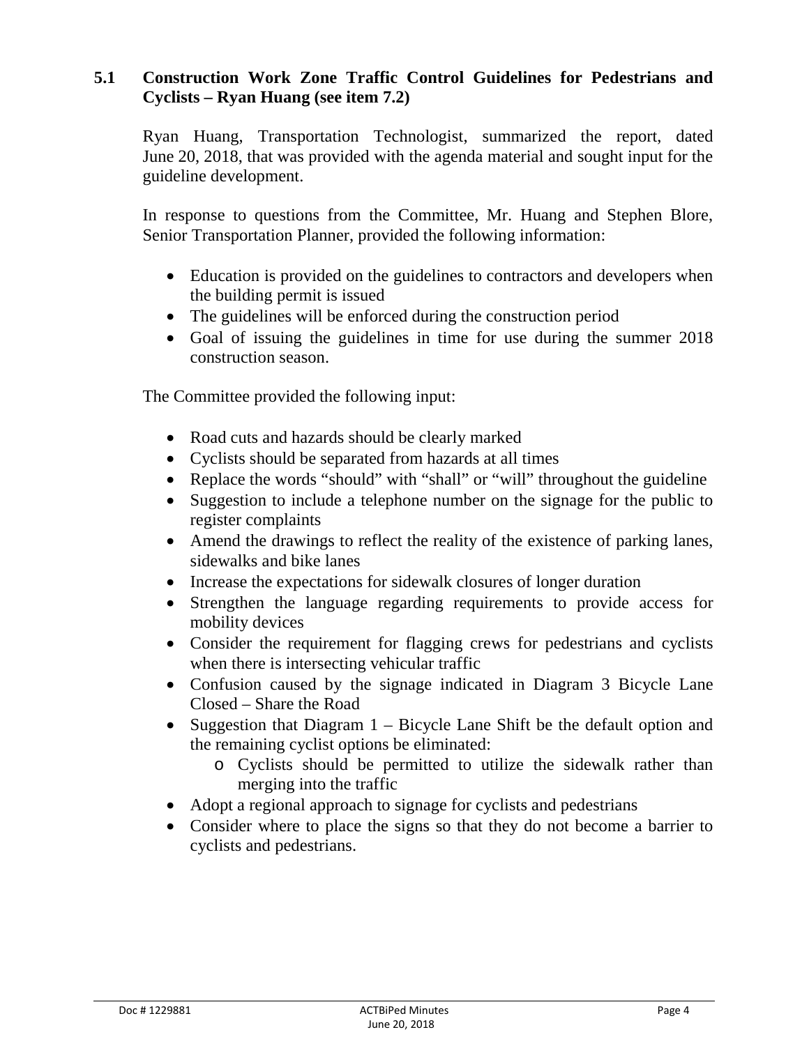### 5.1 Construction Work Zone Traffic Control Guidelines for Pedestrians and Cyclists – Ryan Huang (see item 7.2)

Ryan Huang, Transportation Technologist, summarized the report, dated June 20, 2018, that was provided with the agenda material and sought input for the guideline development.

In response to questions from the Committee, Mr. Huang and Stephen Blore, Senior Transportation Planner, provided the following information:

- Education is provided on the guidelines to contractors and developers when the building permit is issued
- The guidelines will be enforced during the construction period
- Goal of issuing the guidelines in time for use during the summer 2018 construction season.

The Committee provided the following input:

- Road cuts and hazards should be clearly marked
- Cyclists should be separated from hazards at all times
- Replace the words "should" with "shall" or "will" throughout the guideline
- Suggestion to include a telephone number on the signage for the public to register complaints
- Amend the drawings to reflect the reality of the existence of parking lanes, sidewalks and bike lanes
- Increase the expectations for sidewalk closures of longer duration
- Strengthen the language regarding requirements to provide access for mobility devices
- Consider the requirement for flagging crews for pedestrians and cyclists when there is intersecting vehicular traffic
- Confusion caused by the signage indicated in Diagram 3 Bicycle Lane Closed – Share the Road
- Suggestion that Diagram 1 – Bicycle Lane Shift be the default option and the remaining cyclist options be eliminated:
  - Cyclists should be permitted to utilize the sidewalk rather than merging into the traffic
- Adopt a regional approach to signage for cyclists and pedestrians
- Consider where to place the signs so that they do not become a barrier to cyclists and pedestrians.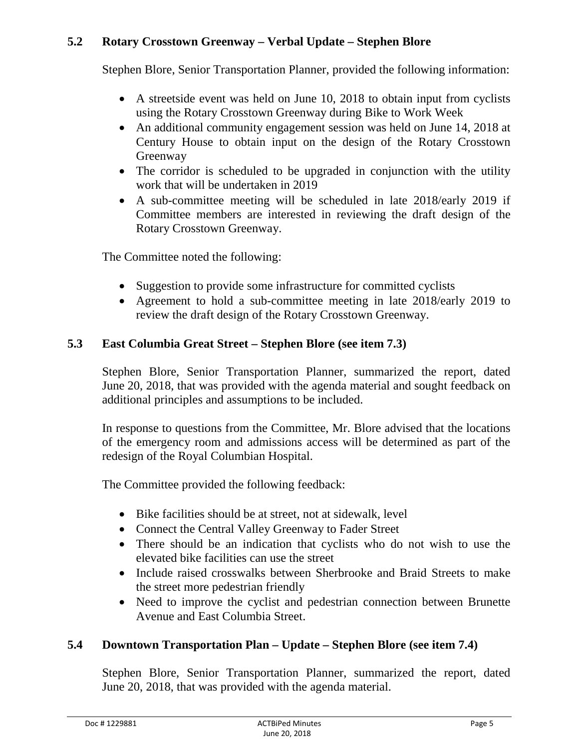### 5.2 Rotary Crosstown Greenway – Verbal Update – Stephen Blore

Stephen Blore, Senior Transportation Planner, provided the following information:

- A streetside event was held on June 10, 2018 to obtain input from cyclists using the Rotary Crosstown Greenway during Bike to Work Week
- An additional community engagement session was held on June 14, 2018 at Century House to obtain input on the design of the Rotary Crosstown Greenway
- The corridor is scheduled to be upgraded in conjunction with the utility work that will be undertaken in 2019
- A sub-committee meeting will be scheduled in late 2018/early 2019 if Committee members are interested in reviewing the draft design of the Rotary Crosstown Greenway.

The Committee noted the following:

- Suggestion to provide some infrastructure for committed cyclists
- Agreement to hold a sub-committee meeting in late 2018/early 2019 to review the draft design of the Rotary Crosstown Greenway.

### 5.3 East Columbia Great Street – Stephen Blore (see item 7.3)

Stephen Blore, Senior Transportation Planner, summarized the report, dated June 20, 2018, that was provided with the agenda material and sought feedback on additional principles and assumptions to be included.

In response to questions from the Committee, Mr. Blore advised that the locations of the emergency room and admissions access will be determined as part of the redesign of the Royal Columbian Hospital.

The Committee provided the following feedback:

- Bike facilities should be at street, not at sidewalk, level
- Connect the Central Valley Greenway to Fader Street
- There should be an indication that cyclists who do not wish to use the elevated bike facilities can use the street
- Include raised crosswalks between Sherbrooke and Braid Streets to make the street more pedestrian friendly
- Need to improve the cyclist and pedestrian connection between Brunette Avenue and East Columbia Street.

### 5.4 Downtown Transportation Plan – Update – Stephen Blore (see item 7.4)

Stephen Blore, Senior Transportation Planner, summarized the report, dated June 20, 2018, that was provided with the agenda material.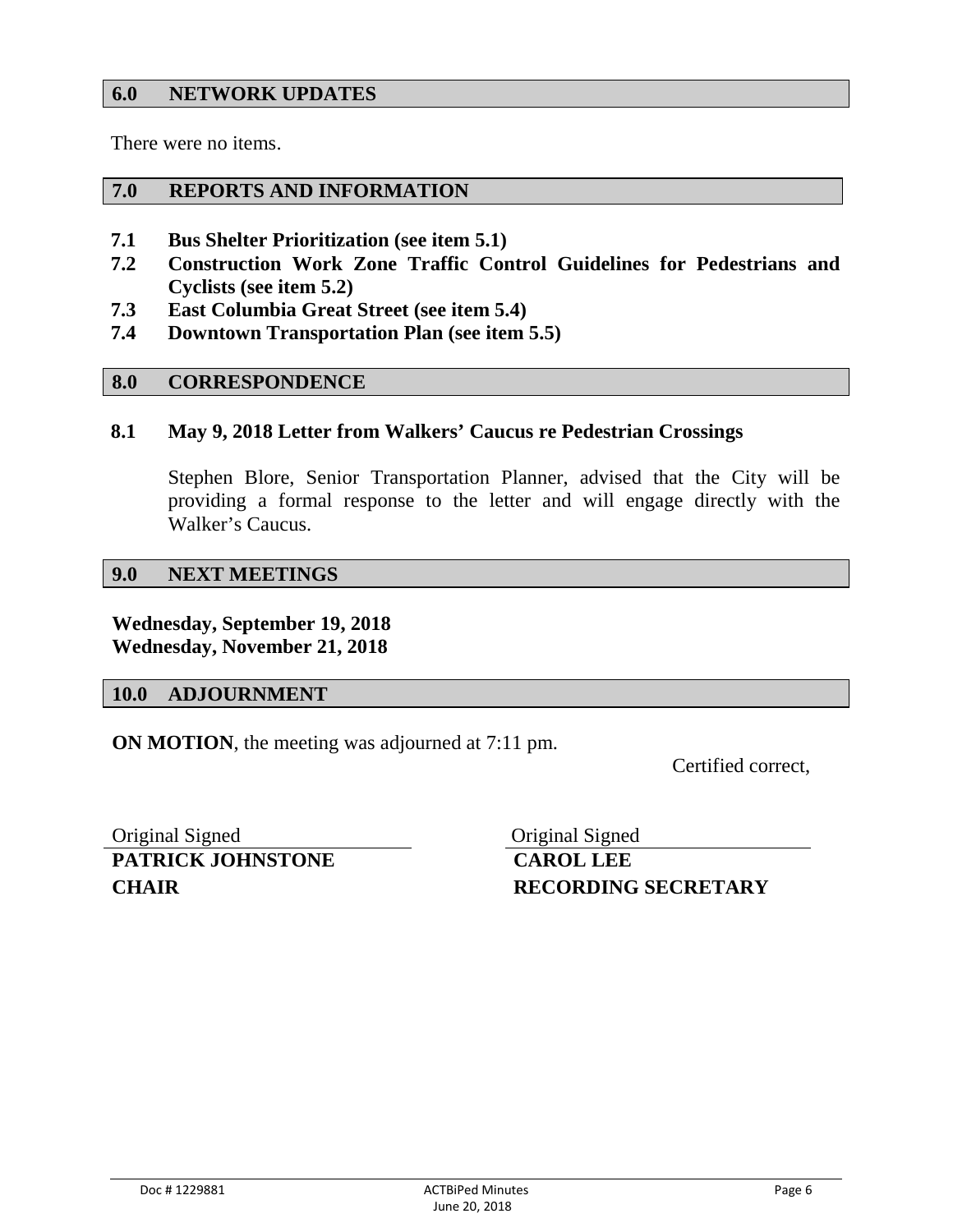## 6.0 NETWORK UPDATES

There were no items.

## 7.0 REPORTS AND INFORMATION

**7.1 Bus Shelter Prioritization (see item 5.1)**

**7.2 Construction Work Zone Traffic Control Guidelines for Pedestrians and Cyclists (see item 5.2)**

**7.3 East Columbia Great Street (see item 5.4)**

**7.4 Downtown Transportation Plan (see item 5.5)**

## 8.0 CORRESPONDENCE

**8.1 May 9, 2018 Letter from Walkers' Caucus re Pedestrian Crossings**

Stephen Blore, Senior Transportation Planner, advised that the City will be providing a formal response to the letter and will engage directly with the Walker's Caucus.

## 9.0 NEXT MEETINGS

**Wednesday, September 19, 2018**
**Wednesday, November 21, 2018**

## 10.0 ADJOURNMENT

**ON MOTION**, the meeting was adjourned at 7:11 pm.

Certified correct,

| | |
|---|---|
| Original Signed | Original Signed |
| **PATRICK JOHNSTONE** | **CAROL LEE** |
| **CHAIR** | **RECORDING SECRETARY** |